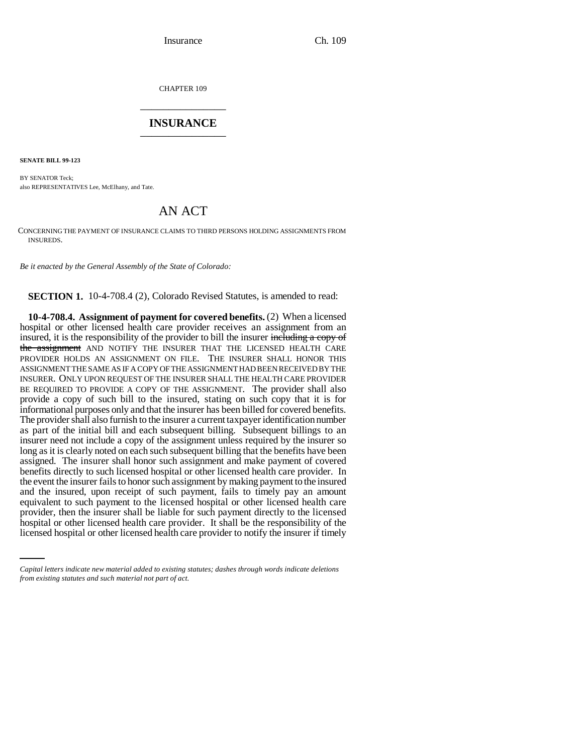CHAPTER 109

# INSURANCE

**SENATE BILL 99-123**

BY SENATOR Teck;
also REPRESENTATIVES Lee, McElhany, and Tate.

# AN ACT

CONCERNING THE PAYMENT OF INSURANCE CLAIMS TO THIRD PERSONS HOLDING ASSIGNMENTS FROM INSUREDS.

*Be it enacted by the General Assembly of the State of Colorado:*

**SECTION 1.** 10-4-708.4 (2), Colorado Revised Statutes, is amended to read:

**10-4-708.4. Assignment of payment for covered benefits.** (2) When a licensed hospital or other licensed health care provider receives an assignment from an insured, it is the responsibility of the provider to bill the insurer ~~including a copy of the assignment~~ AND NOTIFY THE INSURER THAT THE LICENSED HEALTH CARE PROVIDER HOLDS AN ASSIGNMENT ON FILE. THE INSURER SHALL HONOR THIS ASSIGNMENT THE SAME AS IF A COPY OF THE ASSIGNMENT HAD BEEN RECEIVED BY THE INSURER. ONLY UPON REQUEST OF THE INSURER SHALL THE HEALTH CARE PROVIDER BE REQUIRED TO PROVIDE A COPY OF THE ASSIGNMENT. The provider shall also provide a copy of such bill to the insured, stating on such copy that it is for informational purposes only and that the insurer has been billed for covered benefits. The provider shall also furnish to the insurer a current taxpayer identification number as part of the initial bill and each subsequent billing. Subsequent billings to an insurer need not include a copy of the assignment unless required by the insurer so long as it is clearly noted on each such subsequent billing that the benefits have been assigned. The insurer shall honor such assignment and make payment of covered benefits directly to such licensed hospital or other licensed health care provider. In the event the insurer fails to honor such assignment by making payment to the insured and the insured, upon receipt of such payment, fails to timely pay an amount equivalent to such payment to the licensed hospital or other licensed health care provider, then the insurer shall be liable for such payment directly to the licensed hospital or other licensed health care provider. It shall be the responsibility of the licensed hospital or other licensed health care provider to notify the insurer if timely

*Capital letters indicate new material added to existing statutes; dashes through words indicate deletions from existing statutes and such material not part of act.*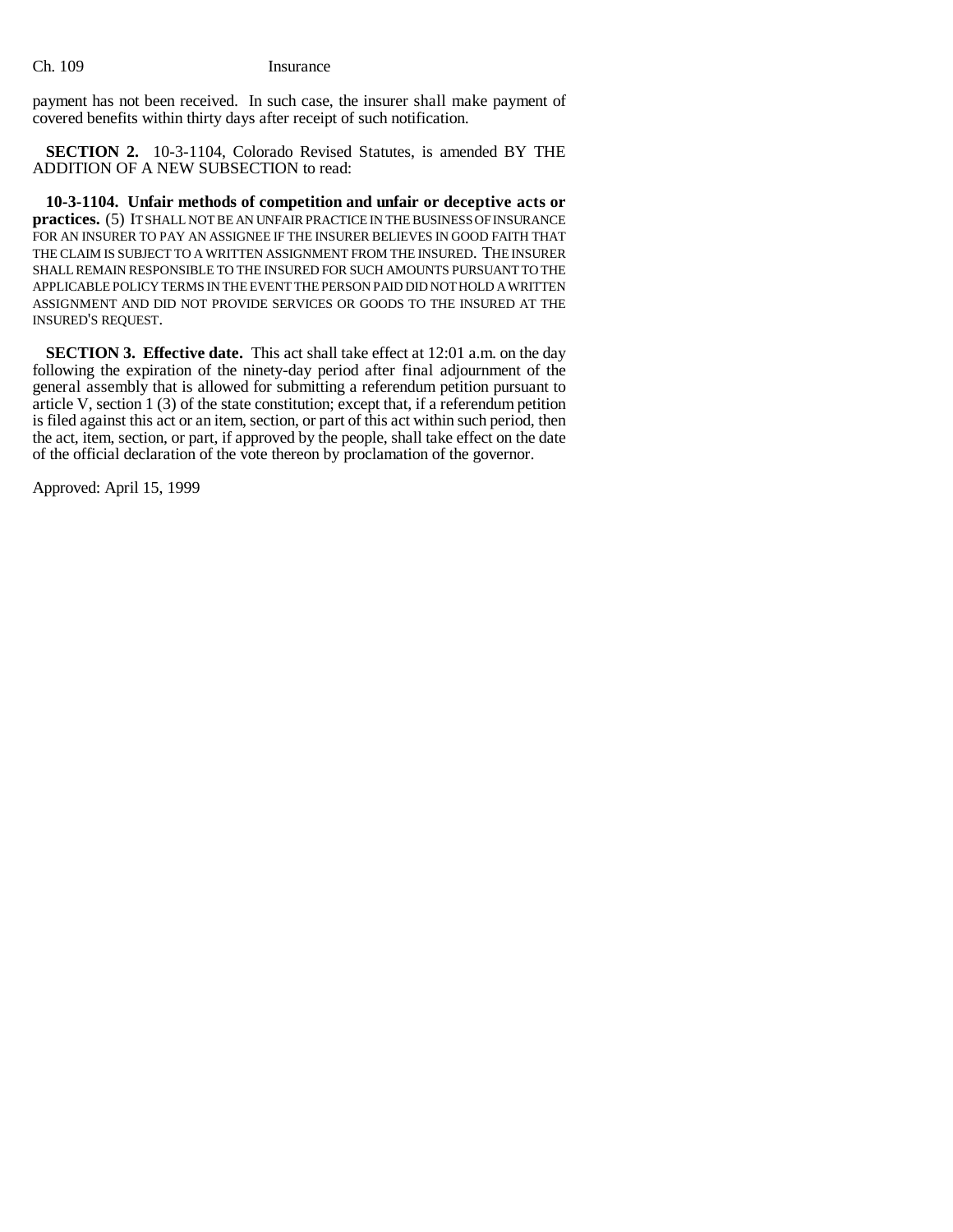payment has not been received. In such case, the insurer shall make payment of covered benefits within thirty days after receipt of such notification.

**SECTION 2.** 10-3-1104, Colorado Revised Statutes, is amended BY THE ADDITION OF A NEW SUBSECTION to read:

**10-3-1104. Unfair methods of competition and unfair or deceptive acts or practices.** (5) IT SHALL NOT BE AN UNFAIR PRACTICE IN THE BUSINESS OF INSURANCE FOR AN INSURER TO PAY AN ASSIGNEE IF THE INSURER BELIEVES IN GOOD FAITH THAT THE CLAIM IS SUBJECT TO A WRITTEN ASSIGNMENT FROM THE INSURED. THE INSURER SHALL REMAIN RESPONSIBLE TO THE INSURED FOR SUCH AMOUNTS PURSUANT TO THE APPLICABLE POLICY TERMS IN THE EVENT THE PERSON PAID DID NOT HOLD A WRITTEN ASSIGNMENT AND DID NOT PROVIDE SERVICES OR GOODS TO THE INSURED AT THE INSURED'S REQUEST.

**SECTION 3. Effective date.** This act shall take effect at 12:01 a.m. on the day following the expiration of the ninety-day period after final adjournment of the general assembly that is allowed for submitting a referendum petition pursuant to article V, section 1 (3) of the state constitution; except that, if a referendum petition is filed against this act or an item, section, or part of this act within such period, then the act, item, section, or part, if approved by the people, shall take effect on the date of the official declaration of the vote thereon by proclamation of the governor.

Approved: April 15, 1999